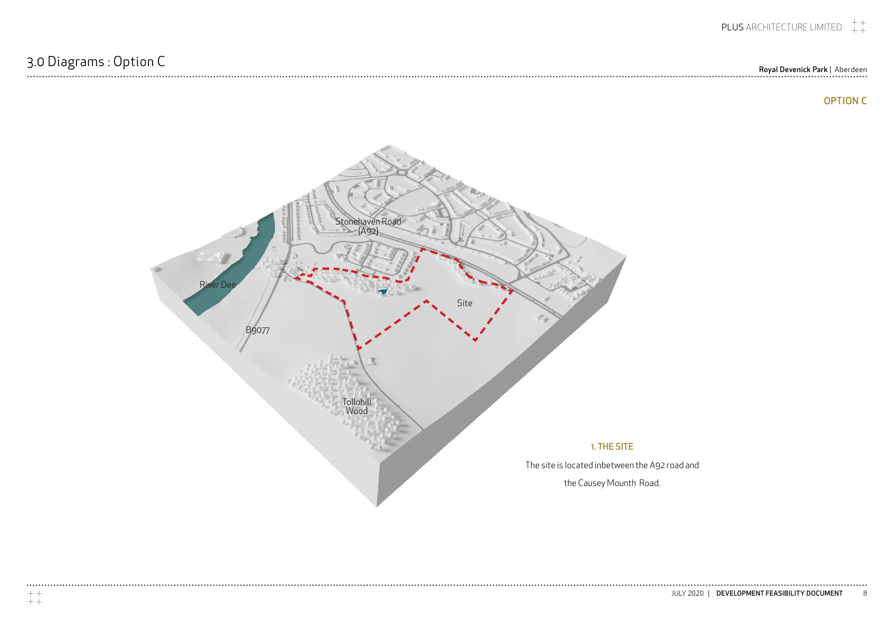# 3.0 Diagrams : Option C

Royal Devenick Park | Aberdeen

OPTION C

Stonehaven Road (A92)

River Dee

Site

B9077

Tollohill Wood

### 1. THE SITE

The site is located inbetween the A92 road and the Causey Mounth Road.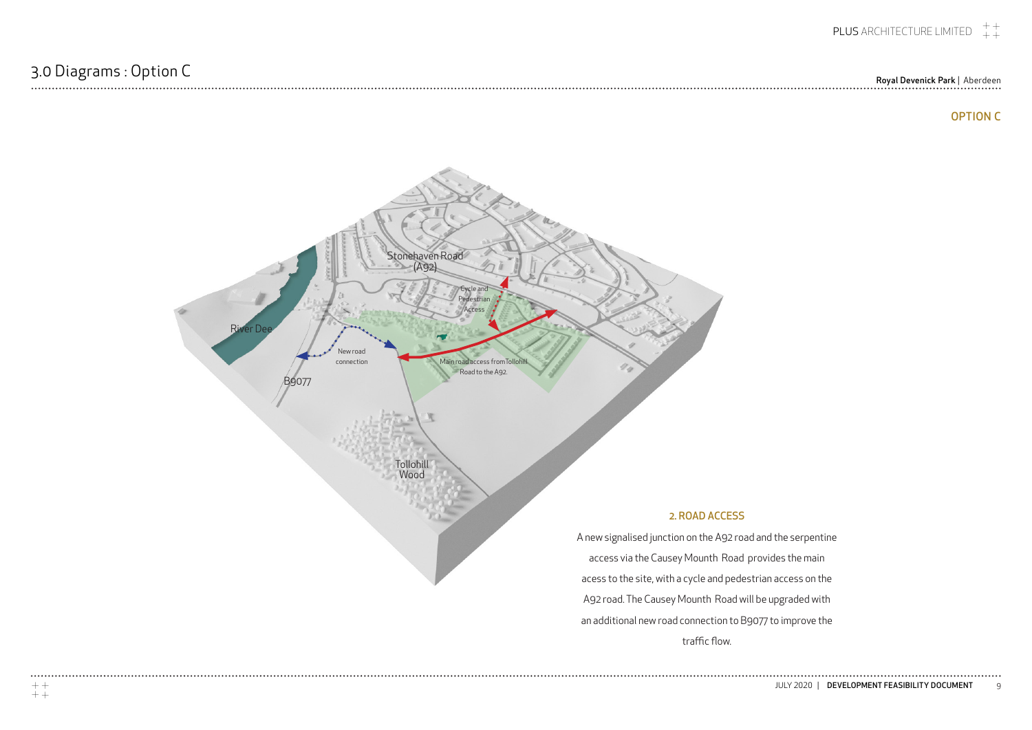# 3.0 Diagrams : Option C

## OPTION C

Stonehaven Road
(A92)

Cycle and
Pedestrian
Access

River Dee

New road
connection

Main road access from Tollohill
Road to the A92.

B9077

Tollohill
Wood

### 2. ROAD ACCESS

A new signalised junction on the A92 road and the serpentine access via the Causey Mounth Road provides the main acess to the site, with a cycle and pedestrian access on the A92 road. The Causey Mounth Road will be upgraded with an additional new road connection to B9077 to improve the traffic flow.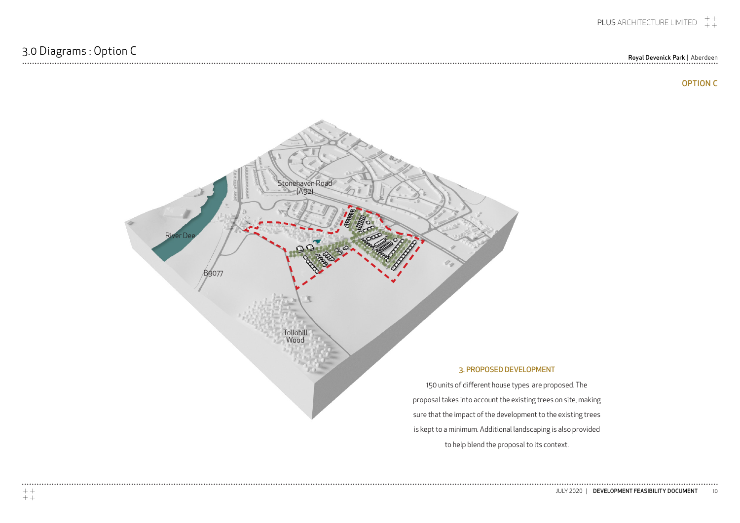# 3.0 Diagrams : Option C

## OPTION C

Stonehaven Road (A92)

River Dee

B9077

Tollohill Wood

### 3. PROPOSED DEVELOPMENT

150 units of different house types are proposed. The proposal takes into account the existing trees on site, making sure that the impact of the development to the existing trees is kept to a minimum. Additional landscaping is also provided to help blend the proposal to its context.